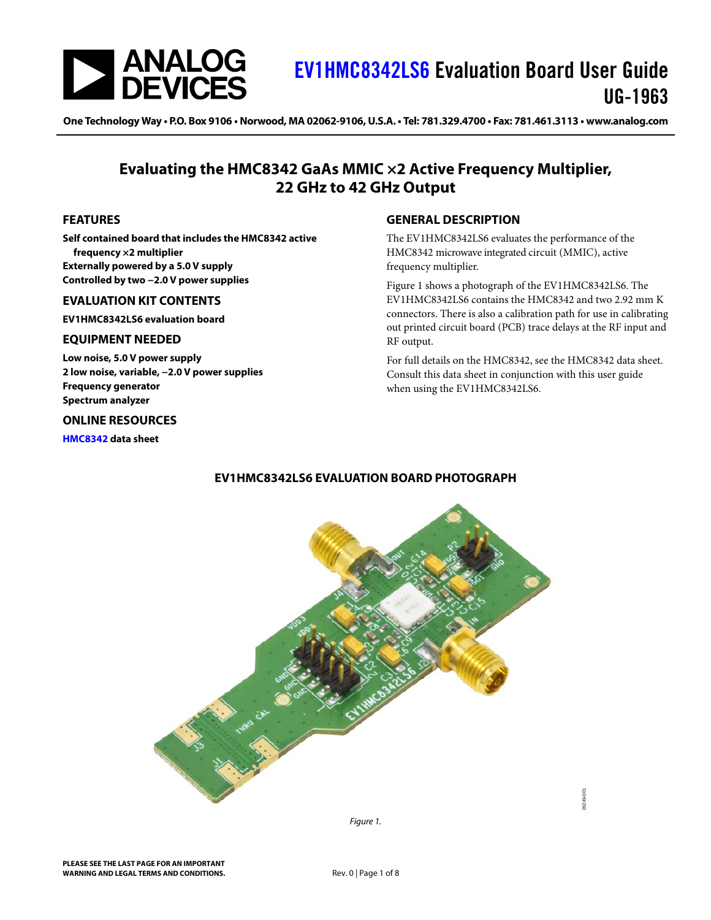# EV1HMC8342LS6 Evaluation Board User Guide

## UG-1963

One Technology Way • P.O. Box 9106 • Norwood, MA 02062-9106, U.S.A. • Tel: 781.329.4700 • Fax: 781.461.3113 • www.analog.com

## Evaluating the HMC8342 GaAs MMIC ×2 Active Frequency Multiplier, 22 GHz to 42 GHz Output

### FEATURES

**Self contained board that includes the HMC8342 active frequency ×2 multiplier**
**Externally powered by a 5.0 V supply**
**Controlled by two −2.0 V power supplies**

### EVALUATION KIT CONTENTS

**EV1HMC8342LS6 evaluation board**

### EQUIPMENT NEEDED

**Low noise, 5.0 V power supply**
**2 low noise, variable, −2.0 V power supplies**
**Frequency generator**
**Spectrum analyzer**

### ONLINE RESOURCES

**HMC8342 data sheet**

### GENERAL DESCRIPTION

The EV1HMC8342LS6 evaluates the performance of the HMC8342 microwave integrated circuit (MMIC), active frequency multiplier.

Figure 1 shows a photograph of the EV1HMC8342LS6. The EV1HMC8342LS6 contains the HMC8342 and two 2.92 mm K connectors. There is also a calibration path for use in calibrating out printed circuit board (PCB) trace delays at the RF input and RF output.

For full details on the HMC8342, see the HMC8342 data sheet. Consult this data sheet in conjunction with this user guide when using the EV1HMC8342LS6.

### EV1HMC8342LS6 EVALUATION BOARD PHOTOGRAPH

*Figure 1.*

PLEASE SEE THE LAST PAGE FOR AN IMPORTANT WARNING AND LEGAL TERMS AND CONDITIONS.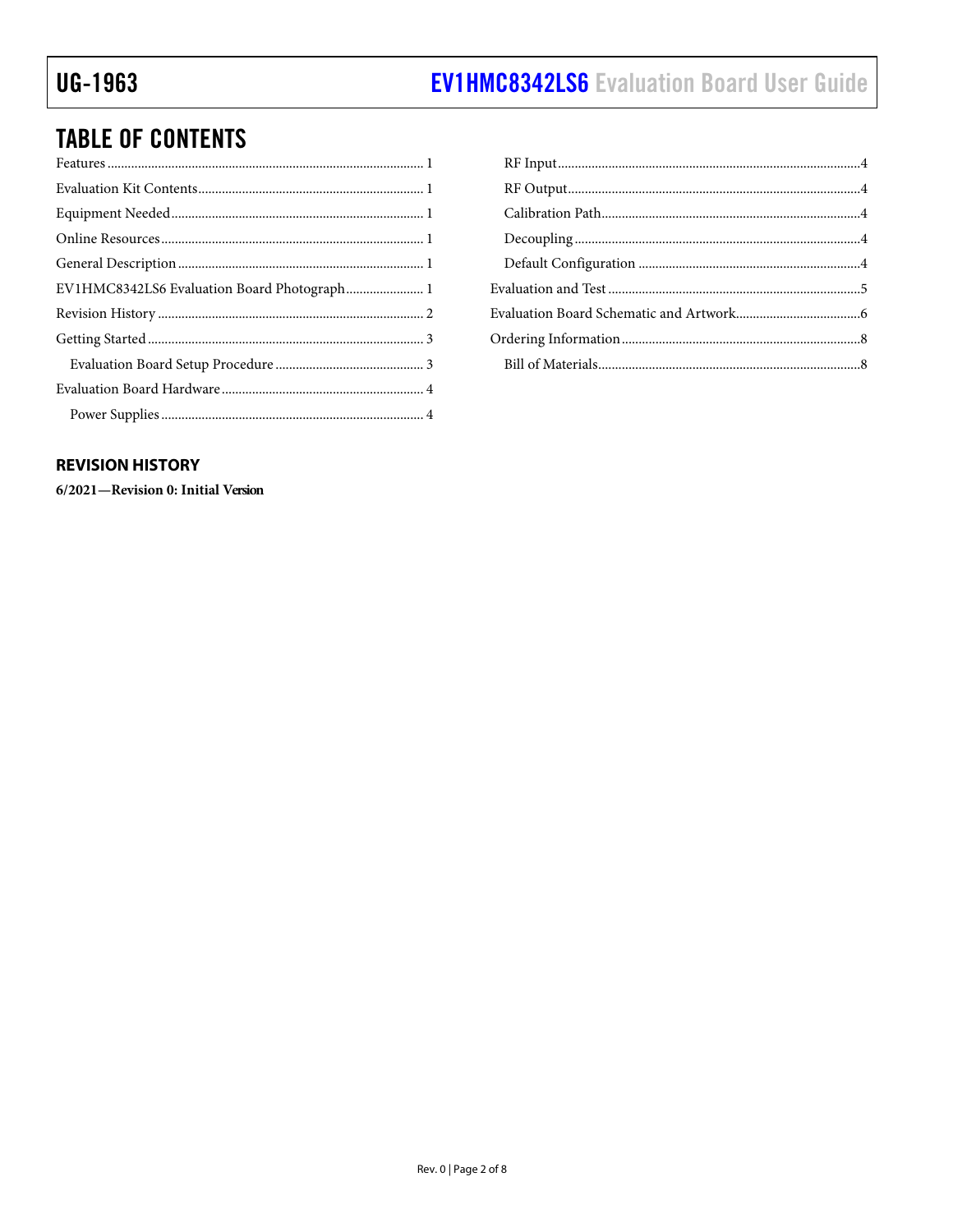## TABLE OF CONTENTS

Features ... 1
Evaluation Kit Contents ... 1
Equipment Needed ... 1
Online Resources ... 1
General Description ... 1
EV1HMC8342LS6 Evaluation Board Photograph ... 1
Revision History ... 2
Getting Started ... 3
  Evaluation Board Setup Procedure ... 3
Evaluation Board Hardware ... 4
  Power Supplies ... 4
  RF Input ... 4
  RF Output ... 4
  Calibration Path ... 4
  Decoupling ... 4
  Default Configuration ... 4
Evaluation and Test ... 5
Evaluation Board Schematic and Artwork ... 6
Ordering Information ... 8
  Bill of Materials ... 8

### REVISION HISTORY

**6/2021—Revision 0: Initial Version**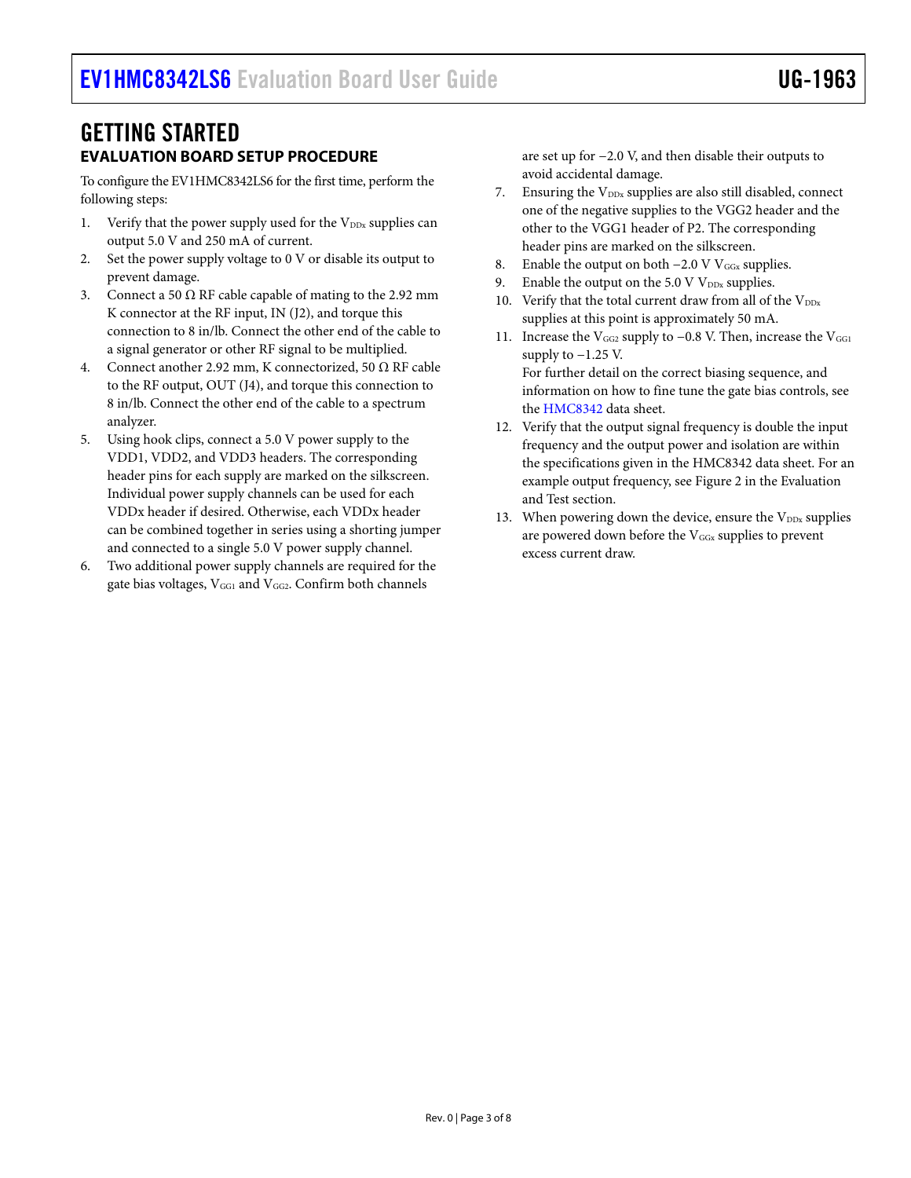# GETTING STARTED

## EVALUATION BOARD SETUP PROCEDURE

To configure the EV1HMC8342LS6 for the first time, perform the following steps:

1. Verify that the power supply used for the $V_{DDx}$ supplies can output 5.0 V and 250 mA of current.
2. Set the power supply voltage to 0 V or disable its output to prevent damage.
3. Connect a 50 Ω RF cable capable of mating to the 2.92 mm K connector at the RF input, IN (J2), and torque this connection to 8 in/lb. Connect the other end of the cable to a signal generator or other RF signal to be multiplied.
4. Connect another 2.92 mm, K connectorized, 50 Ω RF cable to the RF output, OUT (J4), and torque this connection to 8 in/lb. Connect the other end of the cable to a spectrum analyzer.
5. Using hook clips, connect a 5.0 V power supply to the VDD1, VDD2, and VDD3 headers. The corresponding header pins for each supply are marked on the silkscreen. Individual power supply channels can be used for each VDDx header if desired. Otherwise, each VDDx header can be combined together in series using a shorting jumper and connected to a single 5.0 V power supply channel.
6. Two additional power supply channels are required for the gate bias voltages, $V_{GG1}$ and $V_{GG2}$. Confirm both channels are set up for −2.0 V, and then disable their outputs to avoid accidental damage.
7. Ensuring the $V_{DDx}$ supplies are also still disabled, connect one of the negative supplies to the VGG2 header and the other to the VGG1 header of P2. The corresponding header pins are marked on the silkscreen.
8. Enable the output on both −2.0 V $V_{GGx}$ supplies.
9. Enable the output on the 5.0 V $V_{DDx}$ supplies.
10. Verify that the total current draw from all of the $V_{DDx}$ supplies at this point is approximately 50 mA.
11. Increase the $V_{GG2}$ supply to −0.8 V. Then, increase the $V_{GG1}$ supply to −1.25 V.
    For further detail on the correct biasing sequence, and information on how to fine tune the gate bias controls, see the HMC8342 data sheet.
12. Verify that the output signal frequency is double the input frequency and the output power and isolation are within the specifications given in the HMC8342 data sheet. For an example output frequency, see Figure 2 in the Evaluation and Test section.
13. When powering down the device, ensure the $V_{DDx}$ supplies are powered down before the $V_{GGx}$ supplies to prevent excess current draw.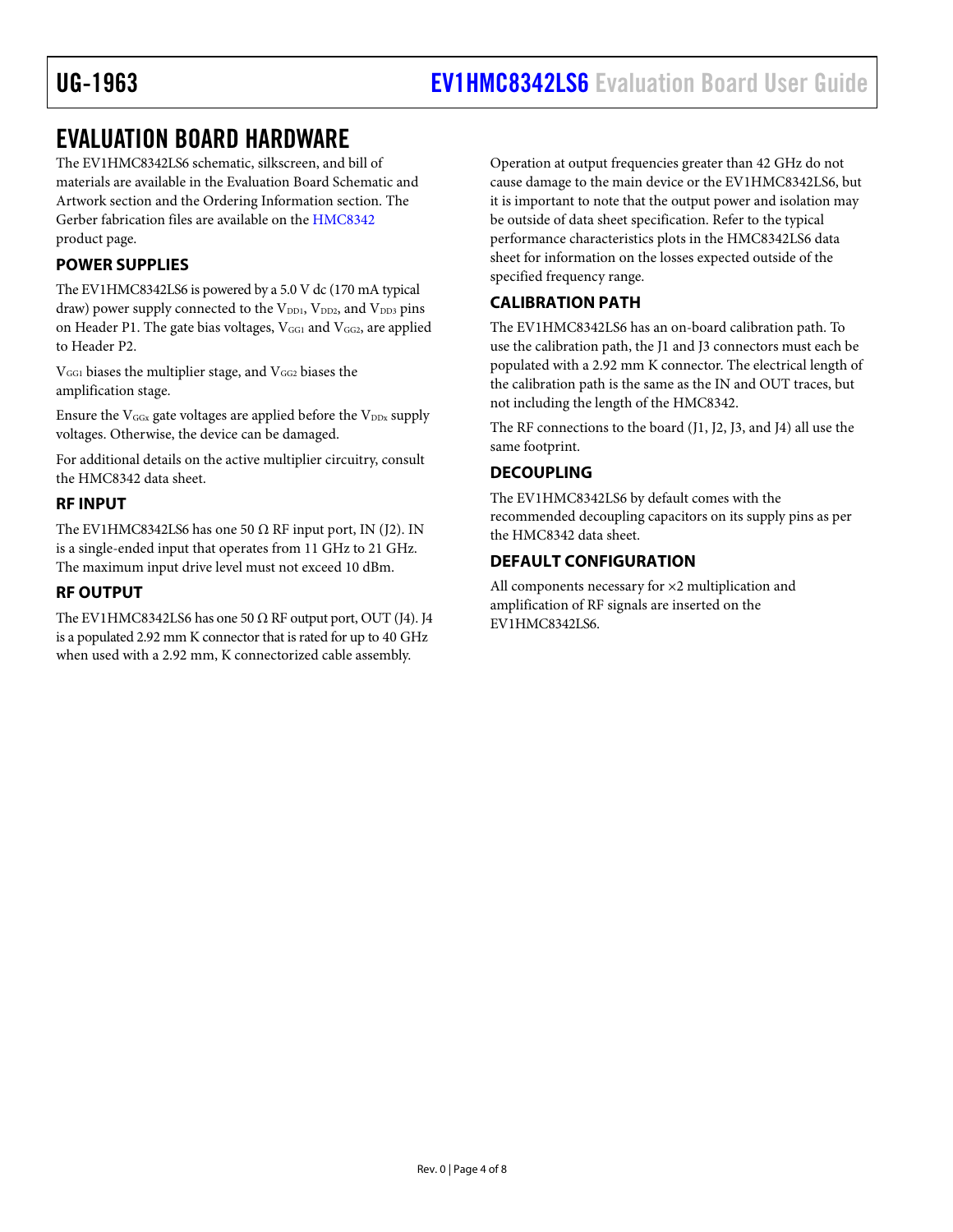# EVALUATION BOARD HARDWARE

The EV1HMC8342LS6 schematic, silkscreen, and bill of materials are available in the Evaluation Board Schematic and Artwork section and the Ordering Information section. The Gerber fabrication files are available on the HMC8342 product page.

## POWER SUPPLIES

The EV1HMC8342LS6 is powered by a 5.0 V dc (170 mA typical draw) power supply connected to the $V_{DD1}$, $V_{DD2}$, and $V_{DD3}$ pins on Header P1. The gate bias voltages, $V_{GG1}$ and $V_{GG2}$, are applied to Header P2.

$V_{GG1}$ biases the multiplier stage, and $V_{GG2}$ biases the amplification stage.

Ensure the $V_{GGx}$ gate voltages are applied before the $V_{DDx}$ supply voltages. Otherwise, the device can be damaged.

For additional details on the active multiplier circuitry, consult the HMC8342 data sheet.

## RF INPUT

The EV1HMC8342LS6 has one 50 Ω RF input port, IN (J2). IN is a single-ended input that operates from 11 GHz to 21 GHz. The maximum input drive level must not exceed 10 dBm.

## RF OUTPUT

The EV1HMC8342LS6 has one 50 Ω RF output port, OUT (J4). J4 is a populated 2.92 mm K connector that is rated for up to 40 GHz when used with a 2.92 mm, K connectorized cable assembly.

Operation at output frequencies greater than 42 GHz do not cause damage to the main device or the EV1HMC8342LS6, but it is important to note that the output power and isolation may be outside of data sheet specification. Refer to the typical performance characteristics plots in the HMC8342LS6 data sheet for information on the losses expected outside of the specified frequency range.

## CALIBRATION PATH

The EV1HMC8342LS6 has an on-board calibration path. To use the calibration path, the J1 and J3 connectors must each be populated with a 2.92 mm K connector. The electrical length of the calibration path is the same as the IN and OUT traces, but not including the length of the HMC8342.

The RF connections to the board (J1, J2, J3, and J4) all use the same footprint.

## DECOUPLING

The EV1HMC8342LS6 by default comes with the recommended decoupling capacitors on its supply pins as per the HMC8342 data sheet.

## DEFAULT CONFIGURATION

All components necessary for ×2 multiplication and amplification of RF signals are inserted on the EV1HMC8342LS6.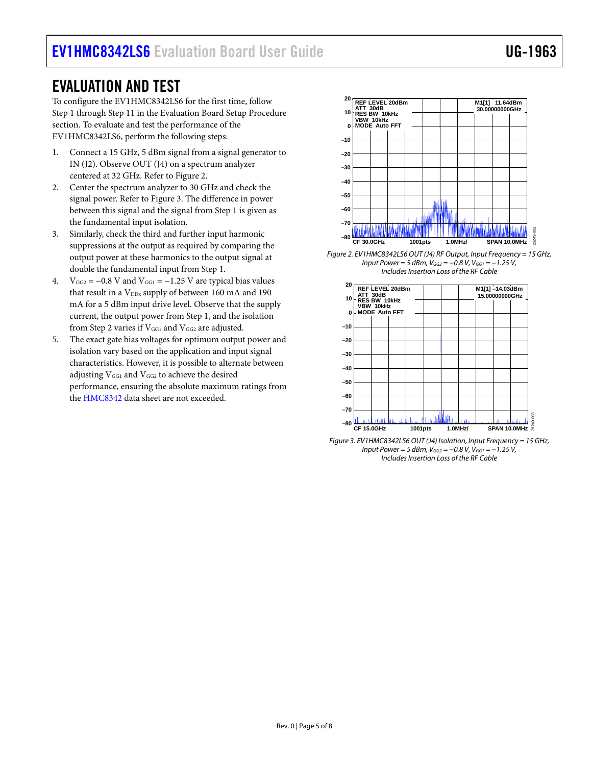## EVALUATION AND TEST

To configure the EV1HMC8342LS6 for the first time, follow Step 1 through Step 11 in the Evaluation Board Setup Procedure section. To evaluate and test the performance of the EV1HMC8342LS6, perform the following steps:

1. Connect a 15 GHz, 5 dBm signal from a signal generator to IN (J2). Observe OUT (J4) on a spectrum analyzer centered at 32 GHz. Refer to Figure 2.
2. Center the spectrum analyzer to 30 GHz and check the signal power. Refer to Figure 3. The difference in power between this signal and the signal from Step 1 is given as the fundamental input isolation.
3. Similarly, check the third and further input harmonic suppressions at the output as required by comparing the output power at these harmonics to the output signal at double the fundamental input from Step 1.
4. $V_{GG2} = -0.8$ V and $V_{GG1} = -1.25$ V are typical bias values that result in a $V_{DDx}$ supply of between 160 mA and 190 mA for a 5 dBm input drive level. Observe that the supply current, the output power from Step 1, and the isolation from Step 2 varies if $V_{GG1}$ and $V_{GG2}$ are adjusted.
5. The exact gate bias voltages for optimum output power and isolation vary based on the application and input signal characteristics. However, it is possible to alternate between adjusting $V_{GG1}$ and $V_{GG2}$ to achieve the desired performance, ensuring the absolute maximum ratings from the HMC8342 data sheet are not exceeded.

*Figure 2. EV1HMC8342LS6 OUT (J4) RF Output, Input Frequency = 15 GHz, Input Power = 5 dBm, $V_{GG2} = -0.8$ V, $V_{GG1} = -1.25$ V, Includes Insertion Loss of the RF Cable*

*Figure 3. EV1HMC8342LS6 OUT (J4) Isolation, Input Frequency = 15 GHz, Input Power = 5 dBm, $V_{GG2} = -0.8$ V, $V_{GG1} = -1.25$ V, Includes Insertion Loss of the RF Cable*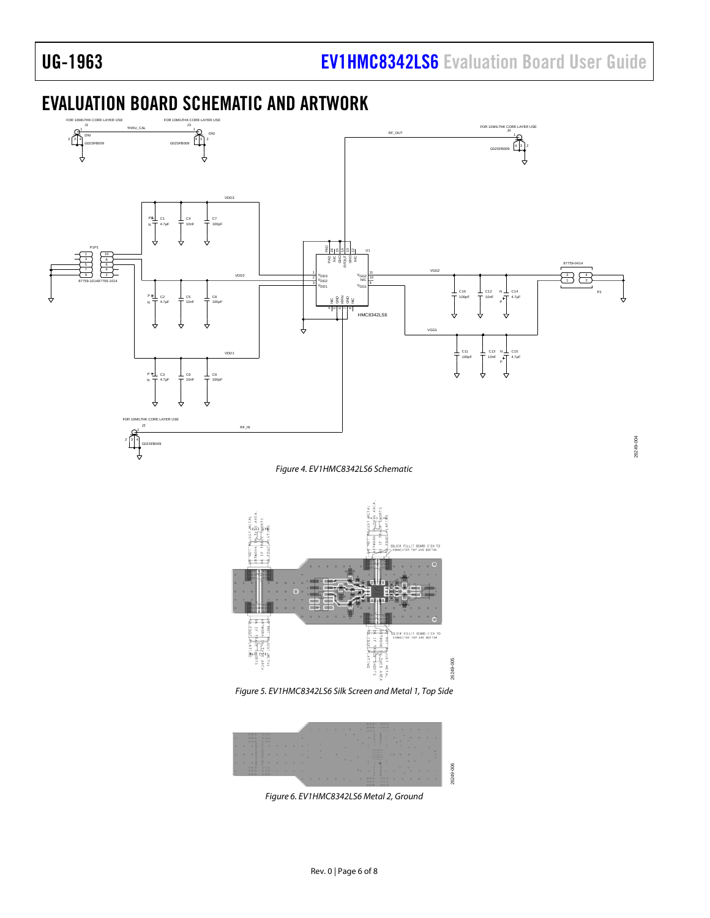## EVALUATION BOARD SCHEMATIC AND ARTWORK

*Figure 4. EV1HMC8342LS6 Schematic*

*Figure 5. EV1HMC8342LS6 Silk Screen and Metal 1, Top Side*

*Figure 6. EV1HMC8342LS6 Metal 2, Ground*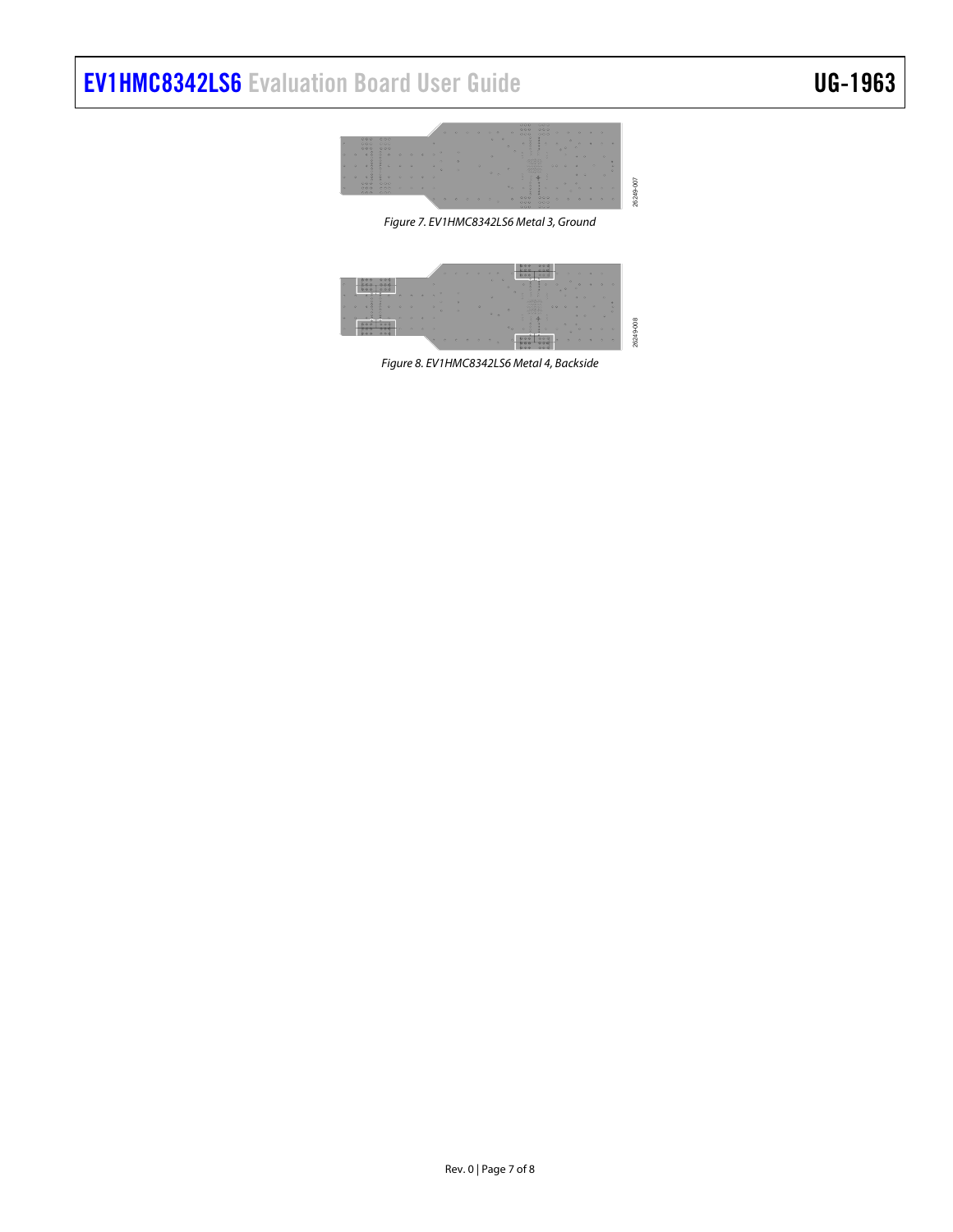Figure 7. EV1HMC8342LS6 Metal 3, Ground

Figure 8. EV1HMC8342LS6 Metal 4, Backside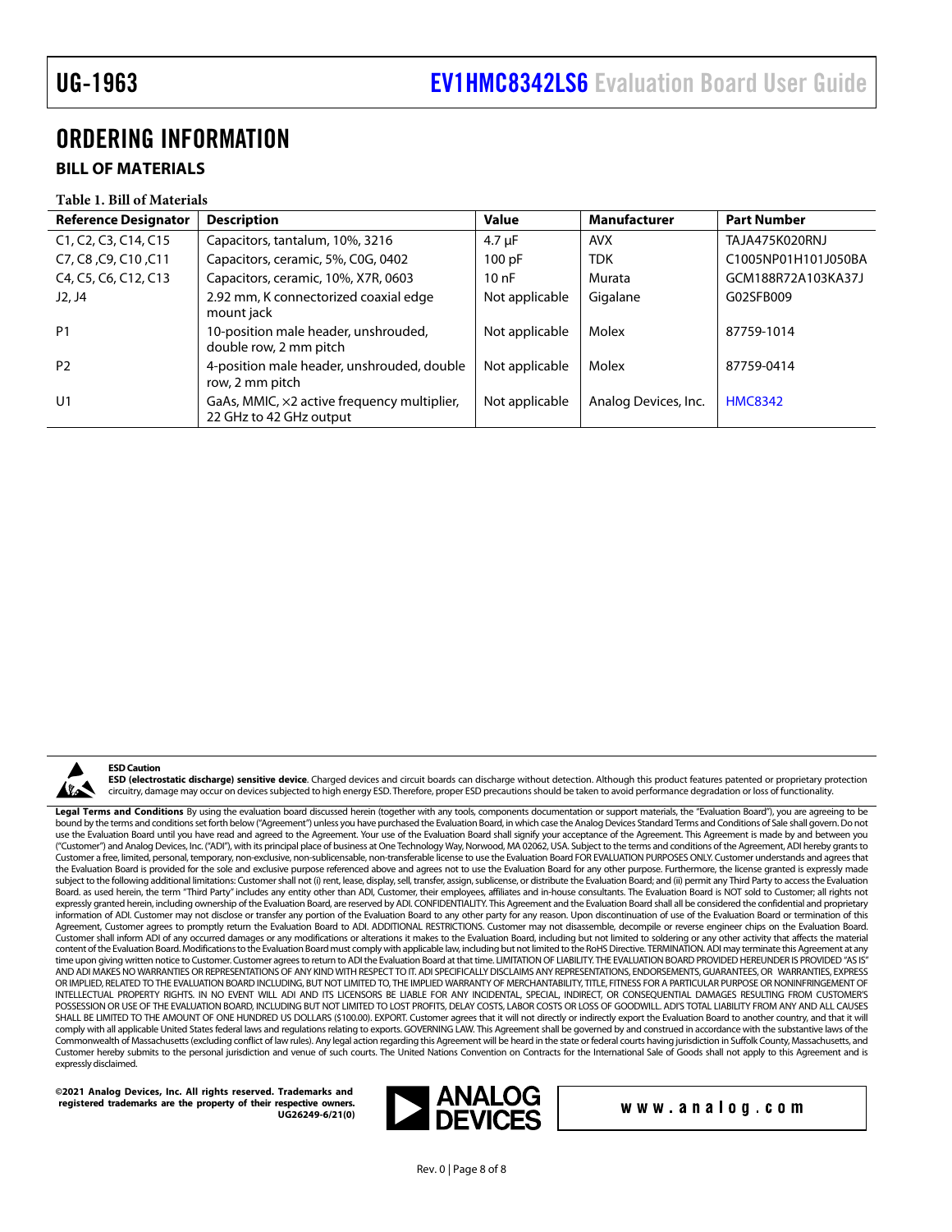# ORDERING INFORMATION

## BILL OF MATERIALS

**Table 1. Bill of Materials**

| Reference Designator | Description | Value | Manufacturer | Part Number |
|---|---|---|---|---|
| C1, C2, C3, C14, C15 | Capacitors, tantalum, 10%, 3216 | 4.7 µF | AVX | TAJA475K020RNJ |
| C7, C8 ,C9, C10 ,C11 | Capacitors, ceramic, 5%, C0G, 0402 | 100 pF | TDK | C1005NP01H101J050BA |
| C4, C5, C6, C12, C13 | Capacitors, ceramic, 10%, X7R, 0603 | 10 nF | Murata | GCM188R72A103KA37J |
| J2, J4 | 2.92 mm, K connectorized coaxial edge mount jack | Not applicable | Gigalane | G02SFB009 |
| P1 | 10-position male header, unshrouded, double row, 2 mm pitch | Not applicable | Molex | 87759-1014 |
| P2 | 4-position male header, unshrouded, double row, 2 mm pitch | Not applicable | Molex | 87759-0414 |
| U1 | GaAs, MMIC, ×2 active frequency multiplier, 22 GHz to 42 GHz output | Not applicable | Analog Devices, Inc. | HMC8342 |

**ESD Caution**

**ESD (electrostatic discharge) sensitive device**. Charged devices and circuit boards can discharge without detection. Although this product features patented or proprietary protection circuitry, damage may occur on devices subjected to high energy ESD. Therefore, proper ESD precautions should be taken to avoid performance degradation or loss of functionality.

**Legal Terms and Conditions** By using the evaluation board discussed herein (together with any tools, components documentation or support materials, the "Evaluation Board"), you are agreeing to be bound by the terms and conditions set forth below ("Agreement") unless you have purchased the Evaluation Board, in which case the Analog Devices Standard Terms and Conditions of Sale shall govern. Do not use the Evaluation Board until you have read and agreed to the Agreement. Your use of the Evaluation Board shall signify your acceptance of the Agreement. This Agreement is made by and between you ("Customer") and Analog Devices, Inc. ("ADI"), with its principal place of business at One Technology Way, Norwood, MA 02062, USA. Subject to the terms and conditions of the Agreement, ADI hereby grants to Customer a free, limited, personal, temporary, non-exclusive, non-sublicensable, non-transferable license to use the Evaluation Board FOR EVALUATION PURPOSES ONLY. Customer understands and agrees that the Evaluation Board is provided for the sole and exclusive purpose referenced above and agrees not to use the Evaluation Board for any other purpose. Furthermore, the license granted is expressly made subject to the following additional limitations: Customer shall not (i) rent, lease, display, sell, transfer, assign, sublicense, or distribute the Evaluation Board; and (ii) permit any Third Party to access the Evaluation Board. as used herein, the term "Third Party" includes any entity other than ADI, Customer, their employees, affiliates and in-house consultants. The Evaluation Board is NOT sold to Customer; all rights not expressly granted herein, including ownership of the Evaluation Board, are reserved by ADI. CONFIDENTIALITY. This Agreement and the Evaluation Board shall all be considered the confidential and proprietary information of ADI. Customer may not disclose or transfer any portion of the Evaluation Board to any other party for any reason. Upon discontinuation of use of the Evaluation Board or termination of this Agreement, Customer agrees to promptly return the Evaluation Board to ADI. ADDITIONAL RESTRICTIONS. Customer may not disassemble, decompile or reverse engineer chips on the Evaluation Board. Customer shall inform ADI of any occurred damages or any modifications or alterations it makes to the Evaluation Board, including but not limited to soldering or any other activity that affects the material content of the Evaluation Board. Modifications to the Evaluation Board must comply with applicable law, including but not limited to the RoHS Directive. TERMINATION. ADI may terminate this Agreement at any time upon giving written notice to Customer. Customer agrees to return to ADI the Evaluation Board at that time. LIMITATION OF LIABILITY. THE EVALUATION BOARD PROVIDED HEREUNDER IS PROVIDED "AS IS" AND ADI MAKES NO WARRANTIES OR REPRESENTATIONS OF ANY KIND WITH RESPECT TO IT. ADI SPECIFICALLY DISCLAIMS ANY REPRESENTATIONS, ENDORSEMENTS, GUARANTEES, OR WARRANTIES, EXPRESS OR IMPLIED, RELATED TO THE EVALUATION BOARD INCLUDING, BUT NOT LIMITED TO, THE IMPLIED WARRANTY OF MERCHANTABILITY, TITLE, FITNESS FOR A PARTICULAR PURPOSE OR NONINFRINGEMENT OF INTELLECTUAL PROPERTY RIGHTS. IN NO EVENT WILL ADI AND ITS LICENSORS BE LIABLE FOR ANY INCIDENTAL, SPECIAL, INDIRECT, OR CONSEQUENTIAL DAMAGES RESULTING FROM CUSTOMER'S POSSESSION OR USE OF THE EVALUATION BOARD, INCLUDING BUT NOT LIMITED TO LOST PROFITS, DELAY COSTS, LABOR COSTS OR LOSS OF GOODWILL. ADI'S TOTAL LIABILITY FROM ANY AND ALL CAUSES SHALL BE LIMITED TO THE AMOUNT OF ONE HUNDRED US DOLLARS ($100.00). EXPORT. Customer agrees that it will not directly or indirectly export the Evaluation Board to another country, and that it will comply with all applicable United States federal laws and regulations relating to exports. GOVERNING LAW. This Agreement shall be governed by and construed in accordance with the substantive laws of the Commonwealth of Massachusetts (excluding conflict of law rules). Any legal action regarding this Agreement will be heard in the state or federal courts having jurisdiction in Suffolk County, Massachusetts, and Customer hereby submits to the personal jurisdiction and venue of such courts. The United Nations Convention on Contracts for the International Sale of Goods shall not apply to this Agreement and is expressly disclaimed.

**©2021 Analog Devices, Inc. All rights reserved. Trademarks and registered trademarks are the property of their respective owners. UG26249-6/21(0)**

www.analog.com